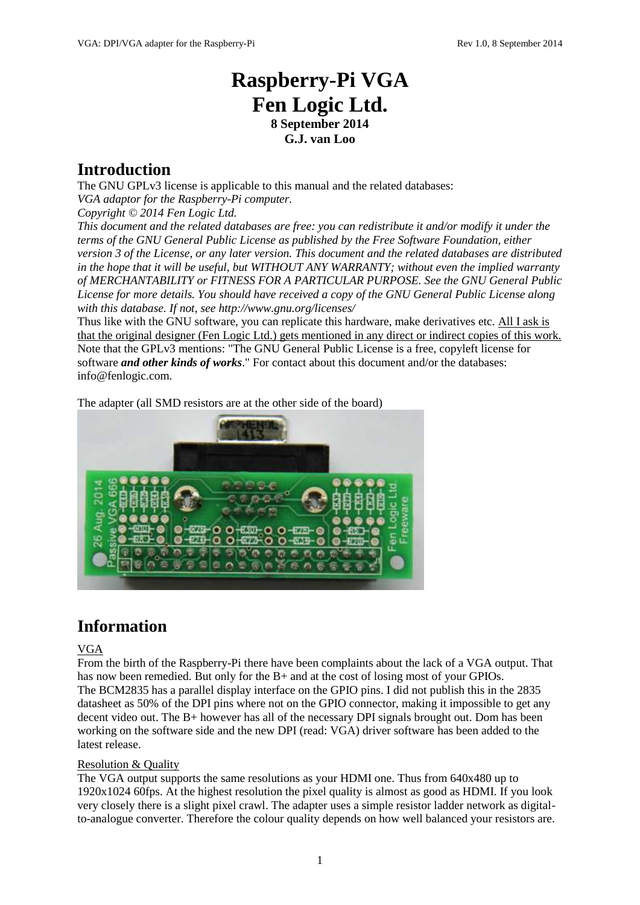# Raspberry-Pi VGA
# Fen Logic Ltd.

**8 September 2014**
**G.J. van Loo**

## Introduction

The GNU GPLv3 license is applicable to this manual and the related databases:
*VGA adaptor for the Raspberry-Pi computer.*
*Copyright © 2014 Fen Logic Ltd.*
*This document and the related databases are free: you can redistribute it and/or modify it under the terms of the GNU General Public License as published by the Free Software Foundation, either version 3 of the License, or any later version. This document and the related databases are distributed in the hope that it will be useful, but WITHOUT ANY WARRANTY; without even the implied warranty of MERCHANTABILITY or FITNESS FOR A PARTICULAR PURPOSE. See the GNU General Public License for more details. You should have received a copy of the GNU General Public License along with this database. If not, see http://www.gnu.org/licenses/*
Thus like with the GNU software, you can replicate this hardware, make derivatives etc. <u>All I ask is that the original designer (Fen Logic Ltd.) gets mentioned in any direct or indirect copies of this work.</u>
Note that the GPLv3 mentions: "The GNU General Public License is a free, copyleft license for software ***and other kinds of works***." For contact about this document and/or the databases: info@fenlogic.com.

The adapter (all SMD resistors are at the other side of the board)

## Information

<u>VGA</u>

From the birth of the Raspberry-Pi there have been complaints about the lack of a VGA output. That has now been remedied. But only for the B+ and at the cost of losing most of your GPIOs.
The BCM2835 has a parallel display interface on the GPIO pins. I did not publish this in the 2835 datasheet as 50% of the DPI pins where not on the GPIO connector, making it impossible to get any decent video out. The B+ however has all of the necessary DPI signals brought out. Dom has been working on the software side and the new DPI (read: VGA) driver software has been added to the latest release.

<u>Resolution & Quality</u>

The VGA output supports the same resolutions as your HDMI one. Thus from 640x480 up to 1920x1024 60fps. At the highest resolution the pixel quality is almost as good as HDMI. If you look very closely there is a slight pixel crawl. The adapter uses a simple resistor ladder network as digital-to-analogue converter. Therefore the colour quality depends on how well balanced your resistors are.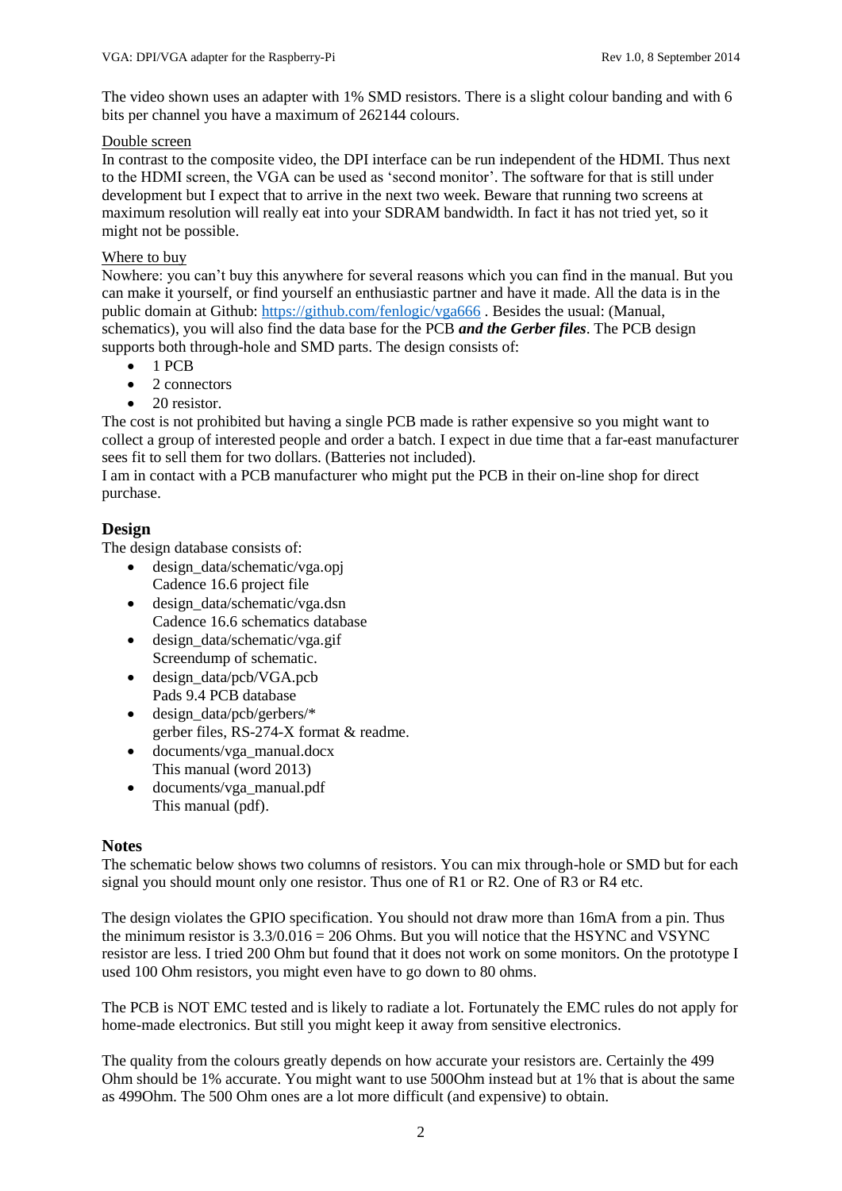The video shown uses an adapter with 1% SMD resistors. There is a slight colour banding and with 6 bits per channel you have a maximum of 262144 colours.

Double screen

In contrast to the composite video, the DPI interface can be run independent of the HDMI. Thus next to the HDMI screen, the VGA can be used as 'second monitor'. The software for that is still under development but I expect that to arrive in the next two week. Beware that running two screens at maximum resolution will really eat into your SDRAM bandwidth. In fact it has not tried yet, so it might not be possible.

Where to buy

Nowhere: you can't buy this anywhere for several reasons which you can find in the manual. But you can make it yourself, or find yourself an enthusiastic partner and have it made. All the data is in the public domain at Github: [https://github.com/fenlogic/vga666](https://github.com/fenlogic/vga666) . Besides the usual: (Manual, schematics), you will also find the data base for the PCB ***and the Gerber files***. The PCB design supports both through-hole and SMD parts. The design consists of:

- 1 PCB
- 2 connectors
- 20 resistor.

The cost is not prohibited but having a single PCB made is rather expensive so you might want to collect a group of interested people and order a batch. I expect in due time that a far-east manufacturer sees fit to sell them for two dollars. (Batteries not included).

I am in contact with a PCB manufacturer who might put the PCB in their on-line shop for direct purchase.

## Design

The design database consists of:

- design_data/schematic/vga.opj
  Cadence 16.6 project file
- design_data/schematic/vga.dsn
  Cadence 16.6 schematics database
- design_data/schematic/vga.gif
  Screendump of schematic.
- design_data/pcb/VGA.pcb
  Pads 9.4 PCB database
- design_data/pcb/gerbers/*
  gerber files, RS-274-X format & readme.
- documents/vga_manual.docx
  This manual (word 2013)
- documents/vga_manual.pdf
  This manual (pdf).

## Notes

The schematic below shows two columns of resistors. You can mix through-hole or SMD but for each signal you should mount only one resistor. Thus one of R1 or R2. One of R3 or R4 etc.

The design violates the GPIO specification. You should not draw more than 16mA from a pin. Thus the minimum resistor is 3.3/0.016 = 206 Ohms. But you will notice that the HSYNC and VSYNC resistor are less. I tried 200 Ohm but found that it does not work on some monitors. On the prototype I used 100 Ohm resistors, you might even have to go down to 80 ohms.

The PCB is NOT EMC tested and is likely to radiate a lot. Fortunately the EMC rules do not apply for home-made electronics. But still you might keep it away from sensitive electronics.

The quality from the colours greatly depends on how accurate your resistors are. Certainly the 499 Ohm should be 1% accurate. You might want to use 500Ohm instead but at 1% that is about the same as 499Ohm. The 500 Ohm ones are a lot more difficult (and expensive) to obtain.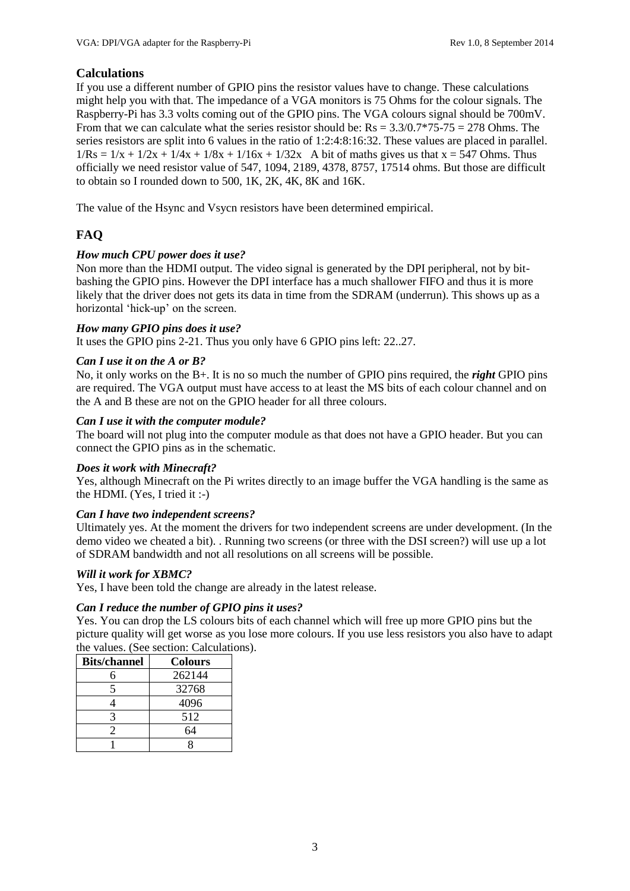## Calculations

If you use a different number of GPIO pins the resistor values have to change. These calculations might help you with that. The impedance of a VGA monitors is 75 Ohms for the colour signals. The Raspberry-Pi has 3.3 volts coming out of the GPIO pins. The VGA colours signal should be 700mV. From that we can calculate what the series resistor should be: $Rs = 3.3/0.7*75-75 = 278$ Ohms. The series resistors are split into 6 values in the ratio of 1:2:4:8:16:32. These values are placed in parallel. $1/Rs = 1/x + 1/2x + 1/4x + 1/8x + 1/16x + 1/32x$ A bit of maths gives us that $x = 547$ Ohms. Thus officially we need resistor value of 547, 1094, 2189, 4378, 8757, 17514 ohms. But those are difficult to obtain so I rounded down to 500, 1K, 2K, 4K, 8K and 16K.

The value of the Hsync and Vsycn resistors have been determined empirical.

## FAQ

### *How much CPU power does it use?*

Non more than the HDMI output. The video signal is generated by the DPI peripheral, not by bit-bashing the GPIO pins. However the DPI interface has a much shallower FIFO and thus it is more likely that the driver does not gets its data in time from the SDRAM (underrun). This shows up as a horizontal 'hick-up' on the screen.

### *How many GPIO pins does it use?*

It uses the GPIO pins 2-21. Thus you only have 6 GPIO pins left: 22..27.

### *Can I use it on the A or B?*

No, it only works on the B+. It is no so much the number of GPIO pins required, the ***right*** GPIO pins are required. The VGA output must have access to at least the MS bits of each colour channel and on the A and B these are not on the GPIO header for all three colours.

### *Can I use it with the computer module?*

The board will not plug into the computer module as that does not have a GPIO header. But you can connect the GPIO pins as in the schematic.

### *Does it work with Minecraft?*

Yes, although Minecraft on the Pi writes directly to an image buffer the VGA handling is the same as the HDMI. (Yes, I tried it :-)

### *Can I have two independent screens?*

Ultimately yes. At the moment the drivers for two independent screens are under development. (In the demo video we cheated a bit). . Running two screens (or three with the DSI screen?) will use up a lot of SDRAM bandwidth and not all resolutions on all screens will be possible.

### *Will it work for XBMC?*

Yes, I have been told the change are already in the latest release.

### *Can I reduce the number of GPIO pins it uses?*

Yes. You can drop the LS colours bits of each channel which will free up more GPIO pins but the picture quality will get worse as you lose more colours. If you use less resistors you also have to adapt the values. (See section: Calculations).

| Bits/channel | Colours |
|---|---|
| 6 | 262144 |
| 5 | 32768 |
| 4 | 4096 |
| 3 | 512 |
| 2 | 64 |
| 1 | 8 |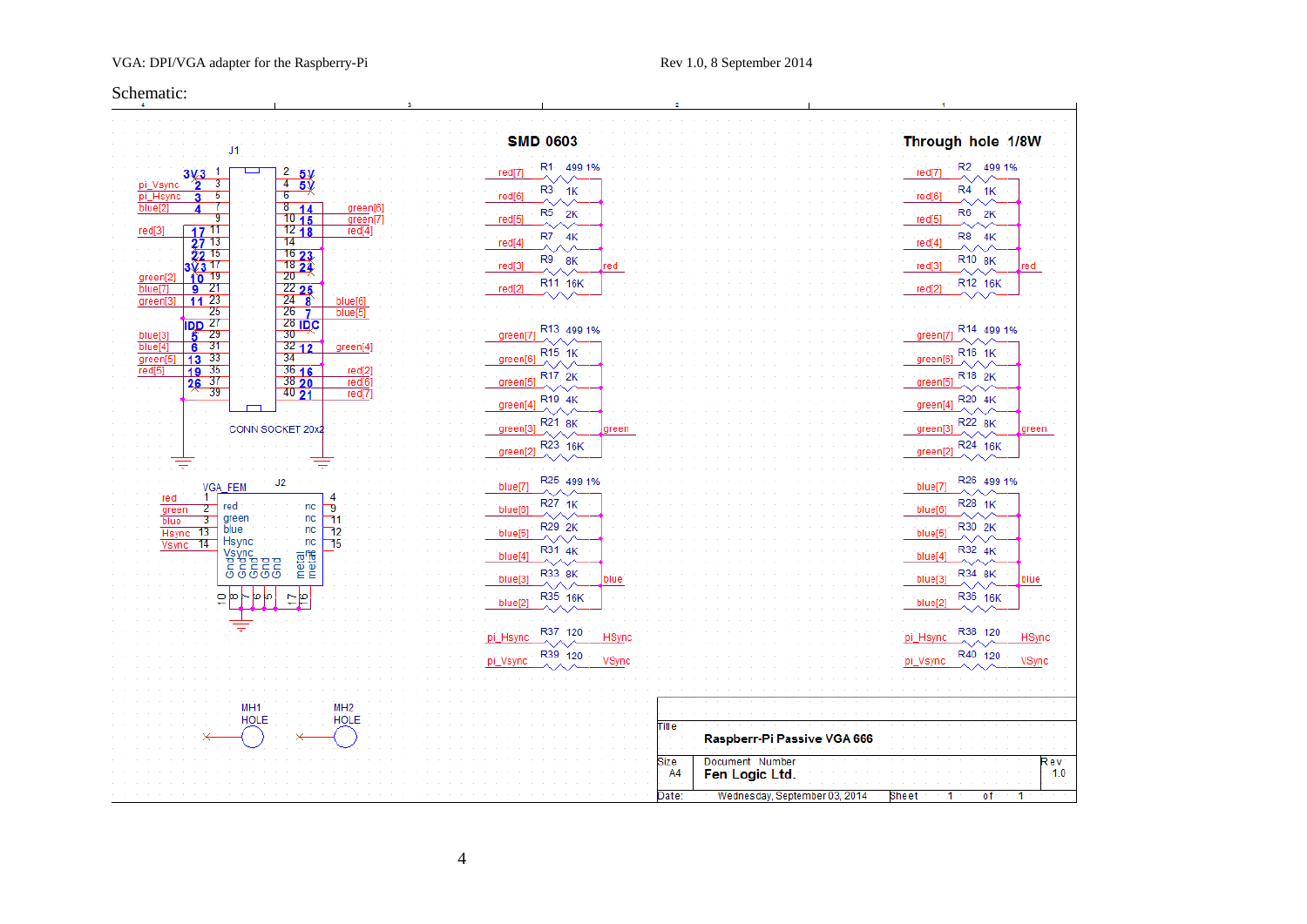Schematic:

**SMD 0603**

**Through hole 1/8W**

| Signal | SMD | Through hole | Value |
|---|---|---|---|
| red[7] | R1 | R2 | 499 1% |
| red[6] | R3 | R4 | 1K |
| red[5] | R5 | R6 | 2K |
| red[4] | R7 | R8 | 4K |
| red[3] | R9 | R10 | 8K |
| red[2] | R11 | R12 | 16K |
| green[7] | R13 | R14 | 499 1% |
| green[6] | R15 | R16 | 1K |
| green[5] | R17 | R18 | 2K |
| green[4] | R19 | R20 | 4K |
| green[3] | R21 | R22 | 8K |
| green[2] | R23 | R24 | 16K |
| blue[7] | R25 | R26 | 499 1% |
| blue[6] | R27 | R28 | 1K |
| blue[5] | R29 | R30 | 2K |
| blue[4] | R31 | R32 | 4K |
| blue[3] | R33 | R34 | 8K |
| blue[2] | R35 | R36 | 16K |
| pi_Hsync → HSync | R37 | R38 | 120 |
| pi_Vsync → VSync | R39 | R40 | 120 |

J1 CONN SOCKET 20x2

| Signal | Pin | Pin | Signal |
|---|---|---|---|
| 3V3 | 1 | 2 | 5V |
| pi_Vsync (2) | 3 | 4 | 5V |
| pi_Hsync (3) | 5 | 6 | |
| blue[2] (4) | 7 | 8 | green[6] (14) |
| | 9 | 10 | green[7] (15) |
| red[3] (17) | 11 | 12 | red[4] (18) |
| (27) | 13 | 14 | |
| (22) | 15 | 16 | (23) |
| 3V3 | 17 | 18 | (24) |
| green[2] (10) | 19 | 20 | |
| blue[7] (9) | 21 | 22 | (25) |
| green[3] (11) | 23 | 24 | blue[6] (8) |
| | 25 | 26 | blue[5] (7) |
| IDD | 27 | 28 | IDC |
| blue[3] (5) | 29 | 30 | |
| blue[4] (6) | 31 | 32 | green[4] (12) |
| green[5] (13) | 33 | 34 | |
| red[5] (19) | 35 | 36 | red[2] (16) |
| (26) | 37 | 38 | red[6] (20) |
| | 39 | 40 | red[7] (21) |

J2 VGA_FEM

| Signal | Pin | Function |
|---|---|---|
| red | 1 | red |
| green | 2 | green |
| blue | 3 | blue |
| Hsync | 13 | Hsync |
| Vsync | 14 | Vsync |
| | 4, 9, 11, 12, 15 | nc |
| | 10, 8, 7, 6, 5 | Gnd |
| | 17, 16 | metal |

MH1 HOLE

MH2 HOLE

| | |
|---|---|
| Title | Raspberr-Pi Passive VGA 666 |
| Size | A4 |
| Document Number | Fen Logic Ltd. |
| Rev | 1.0 |
| Date: | Wednesday, September 03, 2014 |
| Sheet | 1 of 1 |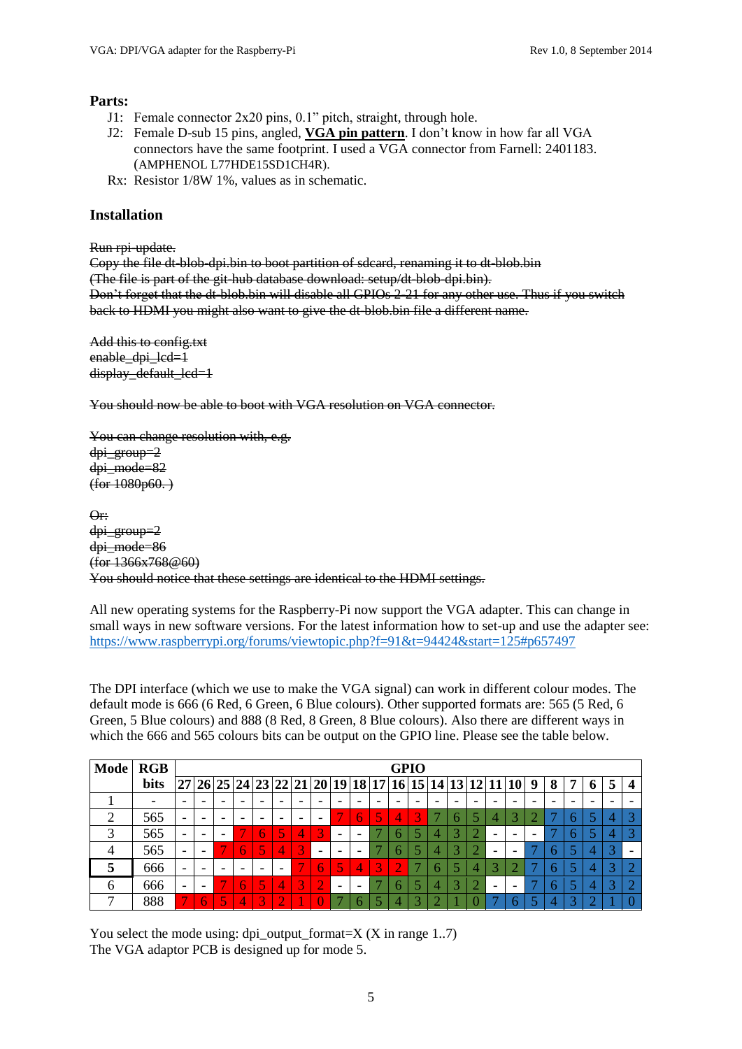**Parts:**

J1: Female connector 2x20 pins, 0.1" pitch, straight, through hole.

J2: Female D-sub 15 pins, angled, **VGA pin pattern**. I don't know in how far all VGA connectors have the same footprint. I used a VGA connector from Farnell: 2401183. (AMPHENOL L77HDE15SD1CH4R).

Rx: Resistor 1/8W 1%, values as in schematic.

## Installation

~~Run rpi-update.~~
~~Copy the file dt-blob-dpi.bin to boot partition of sdcard, renaming it to dt-blob.bin~~
~~(The file is part of the git-hub database download: setup/dt-blob-dpi.bin).~~
~~Don't forget that the dt-blob.bin will disable all GPIOs 2-21 for any other use. Thus if you switch back to HDMI you might also want to give the dt-blob.bin file a different name.~~

~~Add this to config.txt~~
~~enable_dpi_lcd=1~~
~~display_default_lcd=1~~

~~You should now be able to boot with VGA resolution on VGA connector.~~

~~You can change resolution with, e.g.~~
~~dpi_group=2~~
~~dpi_mode=82~~
~~(for 1080p60. )~~

~~Or:~~
~~dpi_group=2~~
~~dpi_mode=86~~
~~(for 1366x768@60)~~
~~You should notice that these settings are identical to the HDMI settings.~~

All new operating systems for the Raspberry-Pi now support the VGA adapter. This can change in small ways in new software versions. For the latest information how to set-up and use the adapter see: https://www.raspberrypi.org/forums/viewtopic.php?f=91&t=94424&start=125#p657497

The DPI interface (which we use to make the VGA signal) can work in different colour modes. The default mode is 666 (6 Red, 6 Green, 6 Blue colours). Other supported formats are: 565 (5 Red, 6 Green, 5 Blue colours) and 888 (8 Red, 8 Green, 8 Blue colours). Also there are different ways in which the 666 and 565 colours bits can be output on the GPIO line. Please see the table below.

| Mode | RGB bits | GPIO 27 | 26 | 25 | 24 | 23 | 22 | 21 | 20 | 19 | 18 | 17 | 16 | 15 | 14 | 13 | 12 | 11 | 10 | 9 | 8 | 7 | 6 | 5 | 4 |
|---|---|---|---|---|---|---|---|---|---|---|---|---|---|---|---|---|---|---|---|---|---|---|---|---|---|
| 1 | - | - | - | - | - | - | - | - | - | - | - | - | - | - | - | - | - | - | - | - | - | - | - | - | - |
| 2 | 565 | - | - | - | - | - | - | - | - | 7 | 6 | 5 | 4 | 3 | 7 | 6 | 5 | 4 | 3 | 2 | 7 | 6 | 5 | 4 | 3 |
| 3 | 565 | - | - | - | 7 | 6 | 5 | 4 | 3 | - | - | 7 | 6 | 5 | 4 | 3 | 2 | - | - | - | 7 | 6 | 5 | 4 | 3 |
| 4 | 565 | - | - | 7 | 6 | 5 | 4 | 3 | - | - | - | 7 | 6 | 5 | 4 | 3 | 2 | - | - | 7 | 6 | 5 | 4 | 3 | - |
| **5** | 666 | - | - | - | - | - | - | 7 | 6 | 5 | 4 | 3 | 2 | 7 | 6 | 5 | 4 | 3 | 2 | 7 | 6 | 5 | 4 | 3 | 2 |
| 6 | 666 | - | - | 7 | 6 | 5 | 4 | 3 | 2 | - | - | 7 | 6 | 5 | 4 | 3 | 2 | - | - | 7 | 6 | 5 | 4 | 3 | 2 |
| 7 | 888 | 7 | 6 | 5 | 4 | 3 | 2 | 1 | 0 | 7 | 6 | 5 | 4 | 3 | 2 | 1 | 0 | 7 | 6 | 5 | 4 | 3 | 2 | 1 | 0 |

You select the mode using: dpi_output_format=X (X in range 1..7)
The VGA adaptor PCB is designed up for mode 5.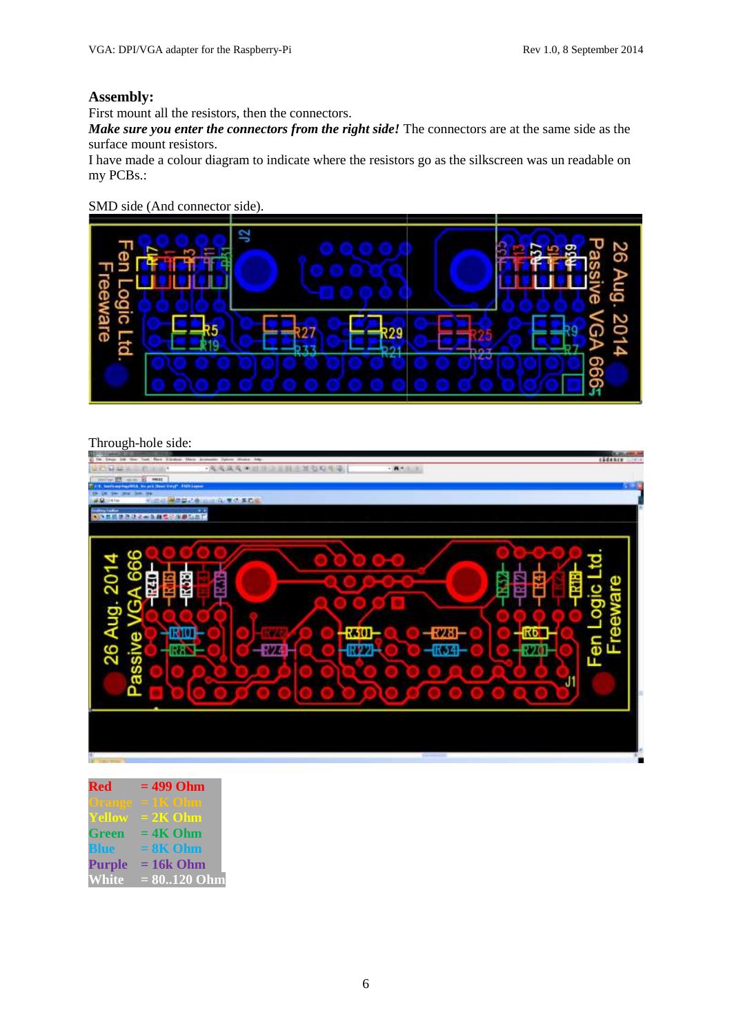## Assembly:

First mount all the resistors, then the connectors.
***Make sure you enter the connectors from the right side!*** The connectors are at the same side as the surface mount resistors.
I have made a colour diagram to indicate where the resistors go as the silkscreen was un readable on my PCBs.:

SMD side (And connector side).

Through-hole side:

| | |
|---|---|
| **Red** | **= 499 Ohm** |
| **Orange** | **= 1K Ohm** |
| **Yellow** | **= 2K Ohm** |
| **Green** | **= 4K Ohm** |
| **Blue** | **= 8K Ohm** |
| **Purple** | **= 16k Ohm** |
| **White** | **= 80..120 Ohm** |